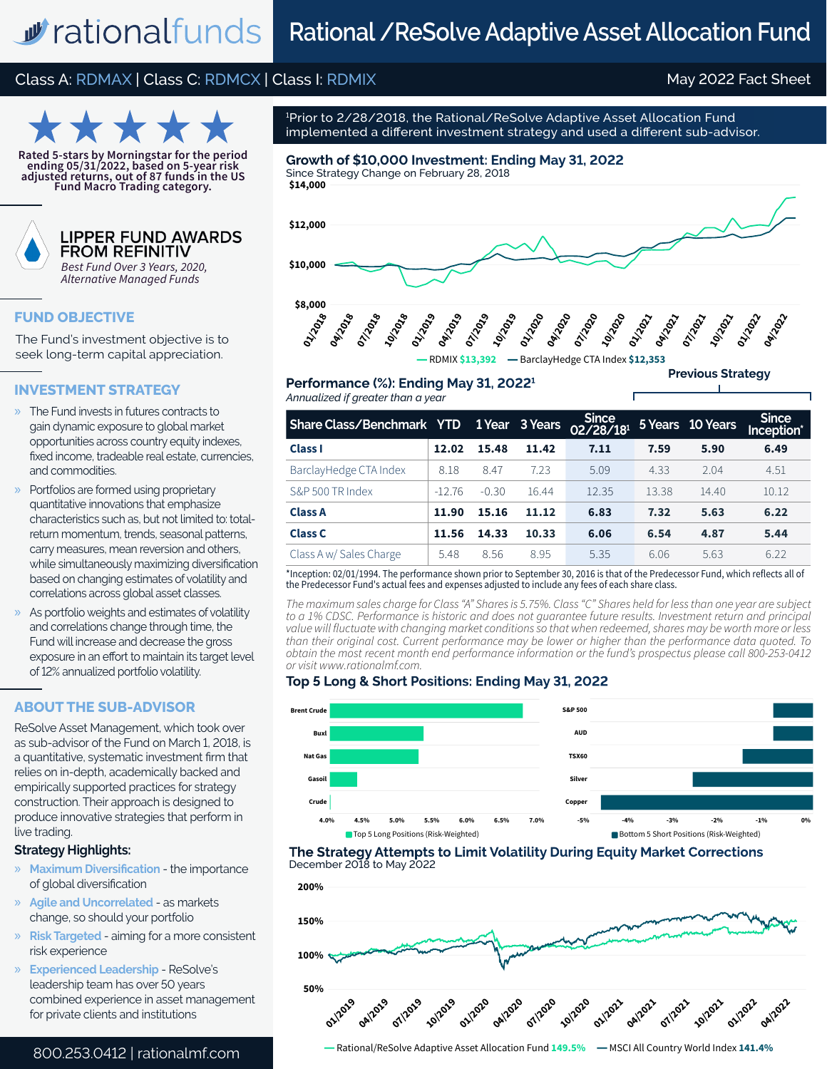# rationalfunds

# Rational / ReSolve Adaptive Asset Allocation Fund

Class A: RDMAX | Class C: RDMCX | Class I: RDMIX

May 2022 Fact Sheet

★★★★★

**Rated 5-stars by Morningstar for the period ending 05/31/2022, based on 5-year risk adjusted returns, out of 87 funds in the US Fund Macro Trading category.**

## LIPPER FUND AWARDS FROM REFINITIV

*Best Fund Over 3 Years, 2020, Alternative Managed Funds*

## FUND OBJECTIVE

The Fund's investment objective is to seek long-term capital appreciation.

## INVESTMENT STRATEGY

- The Fund invests in futures contracts to gain dynamic exposure to global market opportunities across country equity indexes, fixed income, tradeable real estate, currencies, and commodities.
- Portfolios are formed using proprietary quantitative innovations that emphasize characteristics such as, but not limited to: total-return momentum, trends, seasonal patterns, carry measures, mean reversion and others, while simultaneously maximizing diversification based on changing estimates of volatility and correlations across global asset classes.
- As portfolio weights and estimates of volatility and correlations change through time, the Fund will increase and decrease the gross exposure in an effort to maintain its target level of 12% annualized portfolio volatility.

## ABOUT THE SUB-ADVISOR

ReSolve Asset Management, which took over as sub-advisor of the Fund on March 1, 2018, is a quantitative, systematic investment firm that relies on in-depth, academically backed and empirically supported practices for strategy construction. Their approach is designed to produce innovative strategies that perform in live trading.

**Strategy Highlights:**

- **Maximum Diversification** - the importance of global diversification
- **Agile and Uncorrelated** - as markets change, so should your portfolio
- **Risk Targeted** - aiming for a more consistent risk experience
- **Experienced Leadership** - ReSolve's leadership team has over 50 years combined experience in asset management for private clients and institutions

800.253.0412 | rationalmf.com

[1]Prior to 2/28/2018, the Rational/ReSolve Adaptive Asset Allocation Fund implemented a different investment strategy and used a different sub-advisor.

## Growth of $10,000 Investment: Ending May 31, 2022

Since Strategy Change on February 28, 2018

$14,000
$12,000
$10,000
$8,000

01/2018 04/2018 07/2018 10/2018 01/2019 04/2019 07/2019 10/2019 01/2020 04/2020 07/2020 10/2020 01/2021 04/2021 07/2021 10/2021 01/2022 04/2022

— RDMIX $13,392 — BarclayHedge CTA Index $12,353

## Performance (%): Ending May 31, 2022[1]

*Annualized if greater than a year*

| Share Class/Benchmark | YTD | 1 Year | 3 Years | Since 02/28/18[1] | 5 Years | 10 Years | Since Inception* |
|---|---|---|---|---|---|---|---|
| | | | | | Previous Strategy | | |
| **Class I** | **12.02** | **15.48** | **11.42** | **7.11** | **7.59** | **5.90** | **6.49** |
| BarclayHedge CTA Index | 8.18 | 8.47 | 7.23 | 5.09 | 4.33 | 2.04 | 4.51 |
| S&P 500 TR Index | -12.76 | -0.30 | 16.44 | 12.35 | 13.38 | 14.40 | 10.12 |
| **Class A** | **11.90** | **15.16** | **11.12** | **6.83** | **7.32** | **5.63** | **6.22** |
| **Class C** | **11.56** | **14.33** | **10.33** | **6.06** | **6.54** | **4.87** | **5.44** |
| Class A w/ Sales Charge | 5.48 | 8.56 | 8.95 | 5.35 | 6.06 | 5.63 | 6.22 |

*Inception: 02/01/1994. The performance shown prior to September 30, 2016 is that of the Predecessor Fund, which reflects all of the Predecessor Fund's actual fees and expenses adjusted to include any fees of each share class.

*The maximum sales charge for Class "A" Shares is 5.75%. Class "C" Shares held for less than one year are subject to a 1% CDSC. Performance is historic and does not guarantee future results. Investment return and principal value will fluctuate with changing market conditions so that when redeemed, shares may be worth more or less than their original cost. Current performance may be lower or higher than the performance data quoted. To obtain the most recent month end performance information or the fund's prospectus please call 800-253-0412 or visit www.rationalmf.com.*

## Top 5 Long & Short Positions: Ending May 31, 2022

Brent Crude
Buxl
Nat Gas
Gasoil
Crude

4.0% 4.5% 5.0% 5.5% 6.0% 6.5% 7.0%

Top 5 Long Positions (Risk-Weighted)

S&P 500
AUD
TSX60
Silver
Copper

-5% -4% -3% -2% -1% 0%

Bottom 5 Short Positions (Risk-Weighted)

## The Strategy Attempts to Limit Volatility During Equity Market Corrections

December 2018 to May 2022

200%
150%
100%
50%

01/2019 04/2019 07/2019 10/2019 01/2020 04/2020 07/2020 10/2020 01/2021 04/2021 07/2021 10/2021 01/2022 04/2022

— Rational/ReSolve Adaptive Asset Allocation Fund 149.5% — MSCI All Country World Index 141.4%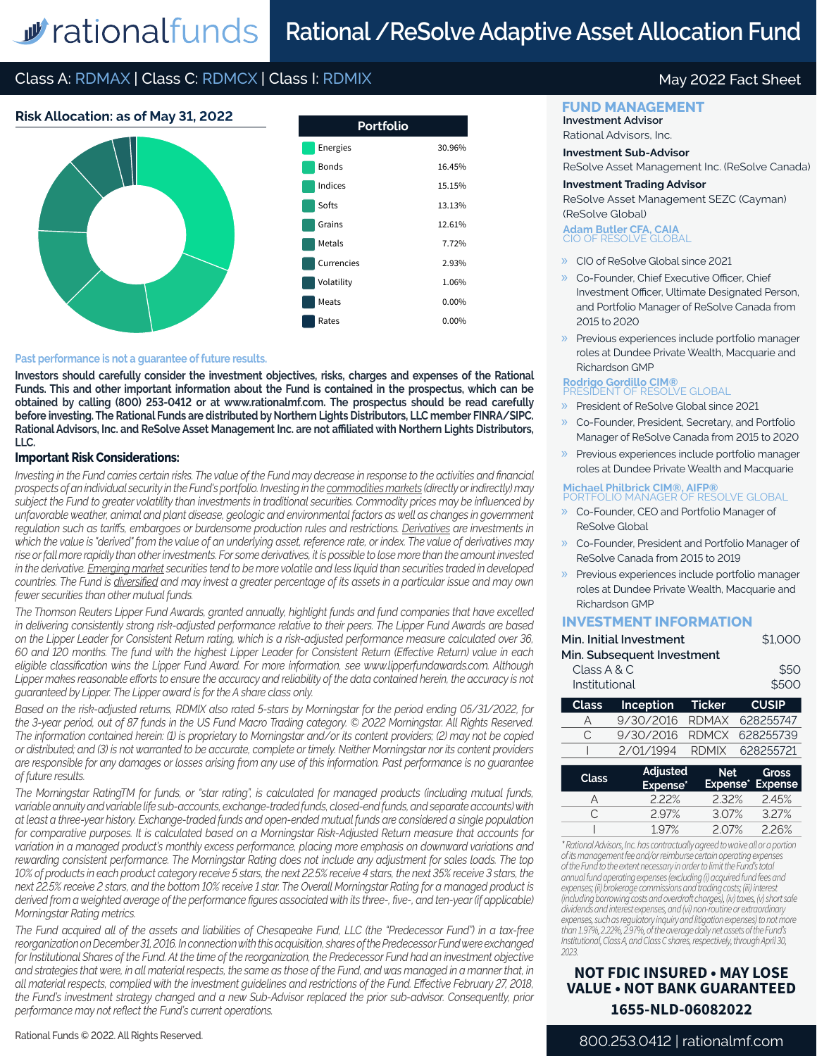# Rational /ReSolve Adaptive Asset Allocation Fund

Class A: RDMAX | Class C: RDMCX | Class I: RDMIX

May 2022 Fact Sheet

## Risk Allocation: as of May 31, 2022

| Portfolio | |
|---|---|
| Energies | 30.96% |
| Bonds | 16.45% |
| Indices | 15.15% |
| Softs | 13.13% |
| Grains | 12.61% |
| Metals | 7.72% |
| Currencies | 2.93% |
| Volatility | 1.06% |
| Meats | 0.00% |
| Rates | 0.00% |

Past performance is not a guarantee of future results.

**Investors should carefully consider the investment objectives, risks, charges and expenses of the Rational Funds. This and other important information about the Fund is contained in the prospectus, which can be obtained by calling (800) 253-0412 or at www.rationalmf.com. The prospectus should be read carefully before investing. The Rational Funds are distributed by Northern Lights Distributors, LLC member FINRA/SIPC. Rational Advisors, Inc. and ReSolve Asset Management Inc. are not affiliated with Northern Lights Distributors, LLC.**

### Important Risk Considerations:

*Investing in the Fund carries certain risks. The value of the Fund may decrease in response to the activities and financial prospects of an individual security in the Fund's portfolio. Investing in the commodities markets (directly or indirectly) may subject the Fund to greater volatility than investments in traditional securities. Commodity prices may be influenced by unfavorable weather, animal and plant disease, geologic and environmental factors as well as changes in government regulation such as tariffs, embargoes or burdensome production rules and restrictions. Derivatives are investments in which the value is "derived" from the value of an underlying asset, reference rate, or index. The value of derivatives may rise or fall more rapidly than other investments. For some derivatives, it is possible to lose more than the amount invested in the derivative. Emerging market securities tend to be more volatile and less liquid than securities traded in developed countries. The Fund is diversified and may invest a greater percentage of its assets in a particular issue and may own fewer securities than other mutual funds.*

*The Thomson Reuters Lipper Fund Awards, granted annually, highlight funds and fund companies that have excelled in delivering consistently strong risk-adjusted performance relative to their peers. The Lipper Fund Awards are based on the Lipper Leader for Consistent Return rating, which is a risk-adjusted performance measure calculated over 36, 60 and 120 months. The fund with the highest Lipper Leader for Consistent Return (Effective Return) value in each eligible classification wins the Lipper Fund Award. For more information, see www.lipperfundawards.com. Although Lipper makes reasonable efforts to ensure the accuracy and reliability of the data contained herein, the accuracy is not guaranteed by Lipper. The Lipper award is for the A share class only.*

*Based on the risk-adjusted returns, RDMIX also rated 5-stars by Morningstar for the period ending 05/31/2022, for the 3-year period, out of 87 funds in the US Fund Macro Trading category. © 2022 Morningstar. All Rights Reserved. The information contained herein: (1) is proprietary to Morningstar and/or its content providers; (2) may not be copied or distributed; and (3) is not warranted to be accurate, complete or timely. Neither Morningstar nor its content providers are responsible for any damages or losses arising from any use of this information. Past performance is no guarantee of future results.*

*The Morningstar RatingTM for funds, or "star rating", is calculated for managed products (including mutual funds, variable annuity and variable life sub-accounts, exchange-traded funds, closed-end funds, and separate accounts) with at least a three-year history. Exchange-traded funds and open-ended mutual funds are considered a single population for comparative purposes. It is calculated based on a Morningstar Risk-Adjusted Return measure that accounts for variation in a managed product's monthly excess performance, placing more emphasis on downward variations and rewarding consistent performance. The Morningstar Rating does not include any adjustment for sales loads. The top 10% of products in each product category receive 5 stars, the next 22.5% receive 4 stars, the next 35% receive 3 stars, the next 22.5% receive 2 stars, and the bottom 10% receive 1 star. The Overall Morningstar Rating for a managed product is derived from a weighted average of the performance figures associated with its three-, five-, and ten-year (if applicable) Morningstar Rating metrics.*

*The Fund acquired all of the assets and liabilities of Chesapeake Fund, LLC (the "Predecessor Fund") in a tax-free reorganization on December 31, 2016. In connection with this acquisition, shares of the Predecessor Fund were exchanged for Institutional Shares of the Fund. At the time of the reorganization, the Predecessor Fund had an investment objective and strategies that were, in all material respects, the same as those of the Fund, and was managed in a manner that, in all material respects, complied with the investment guidelines and restrictions of the Fund. Effective February 27, 2018, the Fund's investment strategy changed and a new Sub-Advisor replaced the prior sub-advisor. Consequently, prior performance may not reflect the Fund's current operations.*

Rational Funds © 2022. All Rights Reserved.

## FUND MANAGEMENT

**Investment Advisor**
Rational Advisors, Inc.

**Investment Sub-Advisor**
ReSolve Asset Management Inc. (ReSolve Canada)

**Investment Trading Advisor**
ReSolve Asset Management SEZC (Cayman) (ReSolve Global)

**Adam Butler CFA, CAIA**
CIO OF RESOLVE GLOBAL

- CIO of ReSolve Global since 2021
- Co-Founder, Chief Executive Officer, Chief Investment Officer, Ultimate Designated Person, and Portfolio Manager of ReSolve Canada from 2015 to 2020
- Previous experiences include portfolio manager roles at Dundee Private Wealth, Macquarie and Richardson GMP

**Rodrigo Gordillo CIM®**
PRESIDENT OF RESOLVE GLOBAL

- President of ReSolve Global since 2021
- Co-Founder, President, Secretary, and Portfolio Manager of ReSolve Canada from 2015 to 2020
- Previous experiences include portfolio manager roles at Dundee Private Wealth and Macquarie

**Michael Philbrick CIM®, AIFP®**
PORTFOLIO MANAGER OF RESOLVE GLOBAL

- Co-Founder, CEO and Portfolio Manager of ReSolve Global
- Co-Founder, President and Portfolio Manager of ReSolve Canada from 2015 to 2019
- Previous experiences include portfolio manager roles at Dundee Private Wealth, Macquarie and Richardson GMP

## INVESTMENT INFORMATION

| | |
|---|---|
| Min. Initial Investment | $1,000 |
| Min. Subsequent Investment | |
| Class A & C | $50 |
| Institutional | $500 |

| Class | Inception | Ticker | CUSIP |
|---|---|---|---|
| A | 9/30/2016 | RDMAX | 628255747 |
| C | 9/30/2016 | RDMCX | 628255739 |
| I | 2/01/1994 | RDMIX | 628255721 |

| Class | Adjusted Expense* | Net Expense* | Gross Expense |
|---|---|---|---|
| A | 2.22% | 2.32% | 2.45% |
| C | 2.97% | 3.07% | 3.27% |
| I | 1.97% | 2.07% | 2.26% |

*\*Rational Advisors, Inc. has contractually agreed to waive all or a portion of its management fee and/or reimburse certain operating expenses of the Fund to the extent necessary in order to limit the Fund's total annual fund operating expenses (excluding (i) acquired fund fees and expenses; (ii) brokerage commissions and trading costs; (iii) interest (including borrowing costs and overdraft charges), (iv) taxes, (v) short sale dividends and interest expenses, and (vi) non-routine or extraordinary expenses, such as regulatory inquiry and litigation expenses) to not more than 1.97%, 2.22%, 2.97%, of the average daily net assets of the Fund's Institutional, Class A, and Class C shares, respectively, through April 30, 2023.*

**NOT FDIC INSURED • MAY LOSE VALUE • NOT BANK GUARANTEED**

**1655-NLD-06082022**

800.253.0412 | rationalmf.com